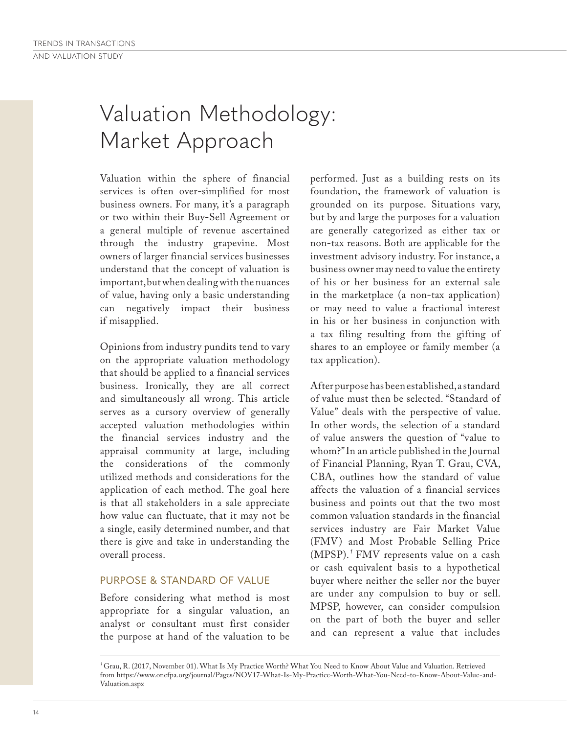# Valuation Methodology: Market Approach

Valuation within the sphere of financial services is often over-simplified for most business owners. For many, it's a paragraph or two within their Buy-Sell Agreement or a general multiple of revenue ascertained through the industry grapevine. Most owners of larger financial services businesses understand that the concept of valuation is important, but when dealing with the nuances of value, having only a basic understanding can negatively impact their business if misapplied.

Opinions from industry pundits tend to vary on the appropriate valuation methodology that should be applied to a financial services business. Ironically, they are all correct and simultaneously all wrong. This article serves as a cursory overview of generally accepted valuation methodologies within the financial services industry and the appraisal community at large, including the considerations of the commonly utilized methods and considerations for the application of each method. The goal here is that all stakeholders in a sale appreciate how value can fluctuate, that it may not be a single, easily determined number, and that there is give and take in understanding the overall process.

## PURPOSE & STANDARD OF VALUE

Before considering what method is most appropriate for a singular valuation, an analyst or consultant must first consider the purpose at hand of the valuation to be performed. Just as a building rests on its foundation, the framework of valuation is grounded on its purpose. Situations vary, but by and large the purposes for a valuation are generally categorized as either tax or non-tax reasons. Both are applicable for the investment advisory industry. For instance, a business owner may need to value the entirety of his or her business for an external sale in the marketplace (a non-tax application) or may need to value a fractional interest in his or her business in conjunction with a tax filing resulting from the gifting of shares to an employee or family member (a tax application).

After purpose has been established, a standard of value must then be selected. "Standard of Value" deals with the perspective of value. In other words, the selection of a standard of value answers the question of "value to whom?" In an article published in the Journal of Financial Planning, Ryan T. Grau, CVA, CBA, outlines how the standard of value affects the valuation of a financial services business and points out that the two most common valuation standards in the financial services industry are Fair Market Value (FMV) and Most Probable Selling Price (MPSP).[1] FMV represents value on a cash or cash equivalent basis to a hypothetical buyer where neither the seller nor the buyer are under any compulsion to buy or sell. MPSP, however, can consider compulsion on the part of both the buyer and seller and can represent a value that includes

[1] Grau, R. (2017, November 01). What Is My Practice Worth? What You Need to Know About Value and Valuation. Retrieved from https://www.onefpa.org/journal/Pages/NOV17-What-Is-My-Practice-Worth-What-You-Need-to-Know-About-Value-and-Valuation.aspx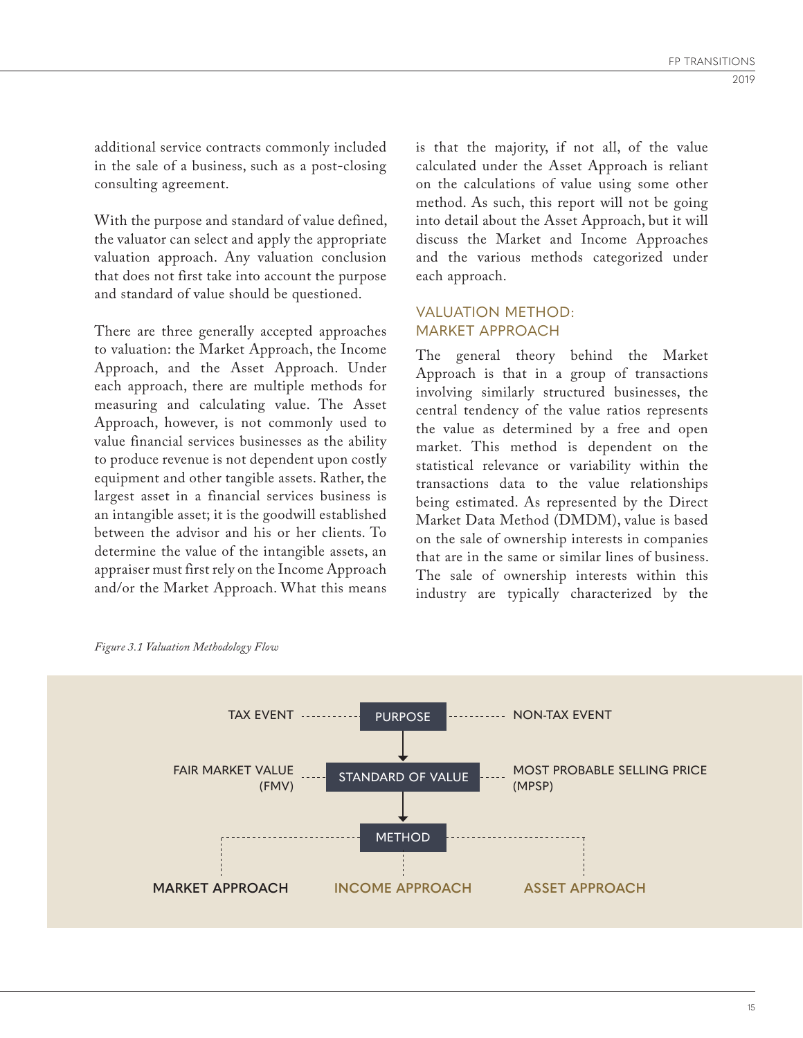additional service contracts commonly included in the sale of a business, such as a post-closing consulting agreement.

With the purpose and standard of value defined, the valuator can select and apply the appropriate valuation approach. Any valuation conclusion that does not first take into account the purpose and standard of value should be questioned.

There are three generally accepted approaches to valuation: the Market Approach, the Income Approach, and the Asset Approach. Under each approach, there are multiple methods for measuring and calculating value. The Asset Approach, however, is not commonly used to value financial services businesses as the ability to produce revenue is not dependent upon costly equipment and other tangible assets. Rather, the largest asset in a financial services business is an intangible asset; it is the goodwill established between the advisor and his or her clients. To determine the value of the intangible assets, an appraiser must first rely on the Income Approach and/or the Market Approach. What this means is that the majority, if not all, of the value calculated under the Asset Approach is reliant on the calculations of value using some other method. As such, this report will not be going into detail about the Asset Approach, but it will discuss the Market and Income Approaches and the various methods categorized under each approach.

## VALUATION METHOD: MARKET APPROACH

The general theory behind the Market Approach is that in a group of transactions involving similarly structured businesses, the central tendency of the value ratios represents the value as determined by a free and open market. This method is dependent on the statistical relevance or variability within the transactions data to the value relationships being estimated. As represented by the Direct Market Data Method (DMDM), value is based on the sale of ownership interests in companies that are in the same or similar lines of business. The sale of ownership interests within this industry are typically characterized by the

*Figure 3.1 Valuation Methodology Flow*

TAX EVENT — PURPOSE — NON-TAX EVENT

FAIR MARKET VALUE (FMV) — STANDARD OF VALUE — MOST PROBABLE SELLING PRICE (MPSP)

METHOD

MARKET APPROACH | INCOME APPROACH | ASSET APPROACH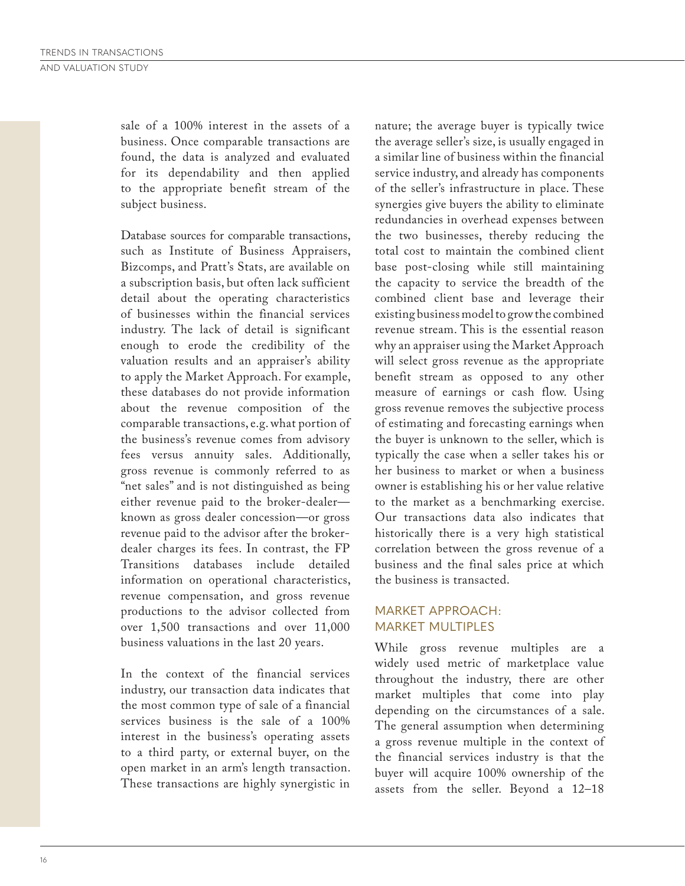sale of a 100% interest in the assets of a business. Once comparable transactions are found, the data is analyzed and evaluated for its dependability and then applied to the appropriate benefit stream of the subject business.

Database sources for comparable transactions, such as Institute of Business Appraisers, Bizcomps, and Pratt's Stats, are available on a subscription basis, but often lack sufficient detail about the operating characteristics of businesses within the financial services industry. The lack of detail is significant enough to erode the credibility of the valuation results and an appraiser's ability to apply the Market Approach. For example, these databases do not provide information about the revenue composition of the comparable transactions, e.g. what portion of the business's revenue comes from advisory fees versus annuity sales. Additionally, gross revenue is commonly referred to as "net sales" and is not distinguished as being either revenue paid to the broker-dealer—known as gross dealer concession—or gross revenue paid to the advisor after the broker-dealer charges its fees. In contrast, the FP Transitions databases include detailed information on operational characteristics, revenue compensation, and gross revenue productions to the advisor collected from over 1,500 transactions and over 11,000 business valuations in the last 20 years.

In the context of the financial services industry, our transaction data indicates that the most common type of sale of a financial services business is the sale of a 100% interest in the business's operating assets to a third party, or external buyer, on the open market in an arm's length transaction. These transactions are highly synergistic in nature; the average buyer is typically twice the average seller's size, is usually engaged in a similar line of business within the financial service industry, and already has components of the seller's infrastructure in place. These synergies give buyers the ability to eliminate redundancies in overhead expenses between the two businesses, thereby reducing the total cost to maintain the combined client base post-closing while still maintaining the capacity to service the breadth of the combined client base and leverage their existing business model to grow the combined revenue stream. This is the essential reason why an appraiser using the Market Approach will select gross revenue as the appropriate benefit stream as opposed to any other measure of earnings or cash flow. Using gross revenue removes the subjective process of estimating and forecasting earnings when the buyer is unknown to the seller, which is typically the case when a seller takes his or her business to market or when a business owner is establishing his or her value relative to the market as a benchmarking exercise. Our transactions data also indicates that historically there is a very high statistical correlation between the gross revenue of a business and the final sales price at which the business is transacted.

## MARKET APPROACH: MARKET MULTIPLES

While gross revenue multiples are a widely used metric of marketplace value throughout the industry, there are other market multiples that come into play depending on the circumstances of a sale. The general assumption when determining a gross revenue multiple in the context of the financial services industry is that the buyer will acquire 100% ownership of the assets from the seller. Beyond a 12–18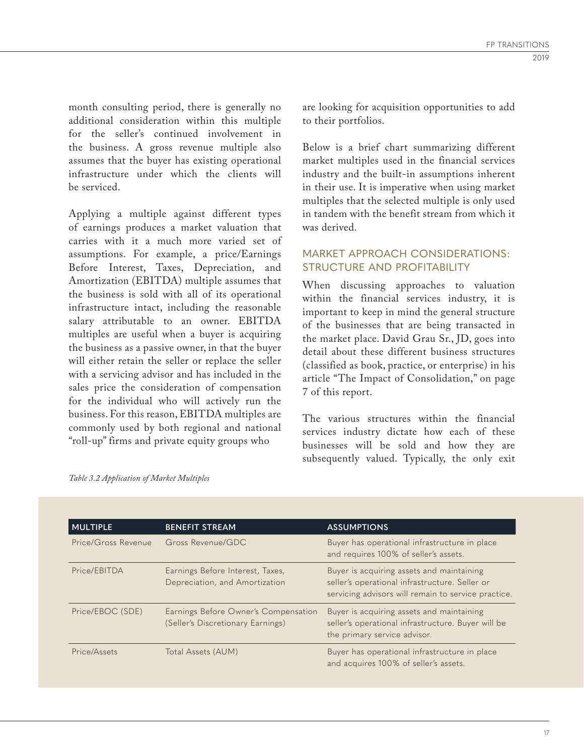month consulting period, there is generally no additional consideration within this multiple for the seller's continued involvement in the business. A gross revenue multiple also assumes that the buyer has existing operational infrastructure under which the clients will be serviced.

Applying a multiple against different types of earnings produces a market valuation that carries with it a much more varied set of assumptions. For example, a price/Earnings Before Interest, Taxes, Depreciation, and Amortization (EBITDA) multiple assumes that the business is sold with all of its operational infrastructure intact, including the reasonable salary attributable to an owner. EBITDA multiples are useful when a buyer is acquiring the business as a passive owner, in that the buyer will either retain the seller or replace the seller with a servicing advisor and has included in the sales price the consideration of compensation for the individual who will actively run the business. For this reason, EBITDA multiples are commonly used by both regional and national "roll-up" firms and private equity groups who are looking for acquisition opportunities to add to their portfolios.

Below is a brief chart summarizing different market multiples used in the financial services industry and the built-in assumptions inherent in their use. It is imperative when using market multiples that the selected multiple is only used in tandem with the benefit stream from which it was derived.

## MARKET APPROACH CONSIDERATIONS: STRUCTURE AND PROFITABILITY

When discussing approaches to valuation within the financial services industry, it is important to keep in mind the general structure of the businesses that are being transacted in the market place. David Grau Sr., JD, goes into detail about these different business structures (classified as book, practice, or enterprise) in his article "The Impact of Consolidation," on page 7 of this report.

The various structures within the financial services industry dictate how each of these businesses will be sold and how they are subsequently valued. Typically, the only exit

*Table 3.2 Application of Market Multiples*

| MULTIPLE | BENEFIT STREAM | ASSUMPTIONS |
|---|---|---|
| Price/Gross Revenue | Gross Revenue/GDC | Buyer has operational infrastructure in place and requires 100% of seller's assets. |
| Price/EBITDA | Earnings Before Interest, Taxes, Depreciation, and Amortization | Buyer is acquiring assets and maintaining seller's operational infrastructure. Seller or servicing advisors will remain to service practice. |
| Price/EBOC (SDE) | Earnings Before Owner's Compensation (Seller's Discretionary Earnings) | Buyer is acquiring assets and maintaining seller's operational infrastructure. Buyer will be the primary service advisor. |
| Price/Assets | Total Assets (AUM) | Buyer has operational infrastructure in place and acquires 100% of seller's assets. |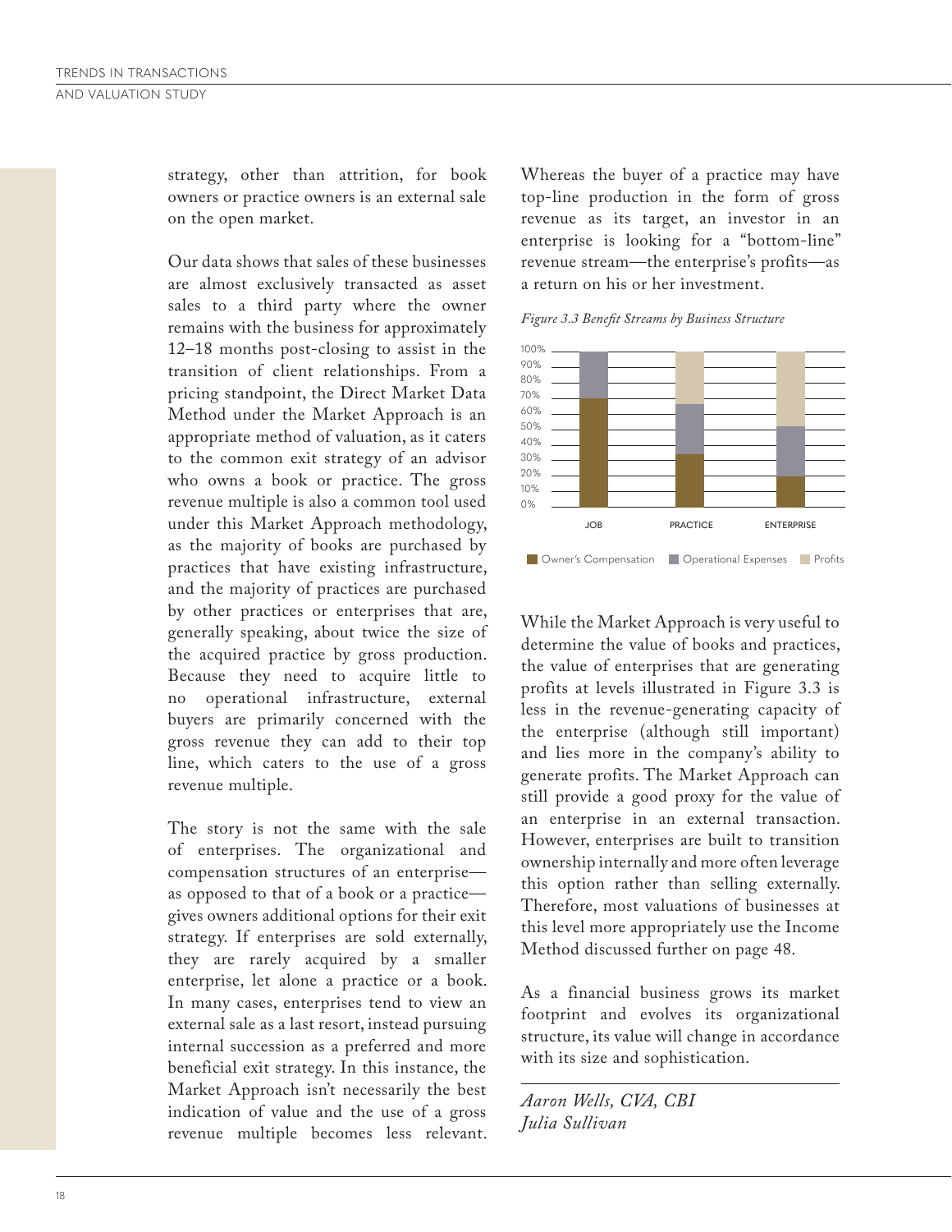strategy, other than attrition, for book owners or practice owners is an external sale on the open market.

Our data shows that sales of these businesses are almost exclusively transacted as asset sales to a third party where the owner remains with the business for approximately 12–18 months post-closing to assist in the transition of client relationships. From a pricing standpoint, the Direct Market Data Method under the Market Approach is an appropriate method of valuation, as it caters to the common exit strategy of an advisor who owns a book or practice. The gross revenue multiple is also a common tool used under this Market Approach methodology, as the majority of books are purchased by practices that have existing infrastructure, and the majority of practices are purchased by other practices or enterprises that are, generally speaking, about twice the size of the acquired practice by gross production. Because they need to acquire little to no operational infrastructure, external buyers are primarily concerned with the gross revenue they can add to their top line, which caters to the use of a gross revenue multiple.

The story is not the same with the sale of enterprises. The organizational and compensation structures of an enterprise—as opposed to that of a book or a practice—gives owners additional options for their exit strategy. If enterprises are sold externally, they are rarely acquired by a smaller enterprise, let alone a practice or a book. In many cases, enterprises tend to view an external sale as a last resort, instead pursuing internal succession as a preferred and more beneficial exit strategy. In this instance, the Market Approach isn't necessarily the best indication of value and the use of a gross revenue multiple becomes less relevant. Whereas the buyer of a practice may have top-line production in the form of gross revenue as its target, an investor in an enterprise is looking for a "bottom-line" revenue stream—the enterprise's profits—as a return on his or her investment.

*Figure 3.3 Benefit Streams by Business Structure*

100%
90%
80%
70%
60%
50%
40%
30%
20%
10%
0%

JOB
PRACTICE
ENTERPRISE

Owner's Compensation
Operational Expenses
Profits

While the Market Approach is very useful to determine the value of books and practices, the value of enterprises that are generating profits at levels illustrated in Figure 3.3 is less in the revenue-generating capacity of the enterprise (although still important) and lies more in the company's ability to generate profits. The Market Approach can still provide a good proxy for the value of an enterprise in an external transaction. However, enterprises are built to transition ownership internally and more often leverage this option rather than selling externally. Therefore, most valuations of businesses at this level more appropriately use the Income Method discussed further on page 48.

As a financial business grows its market footprint and evolves its organizational structure, its value will change in accordance with its size and sophistication.

*Aaron Wells, CVA, CBI*
*Julia Sullivan*